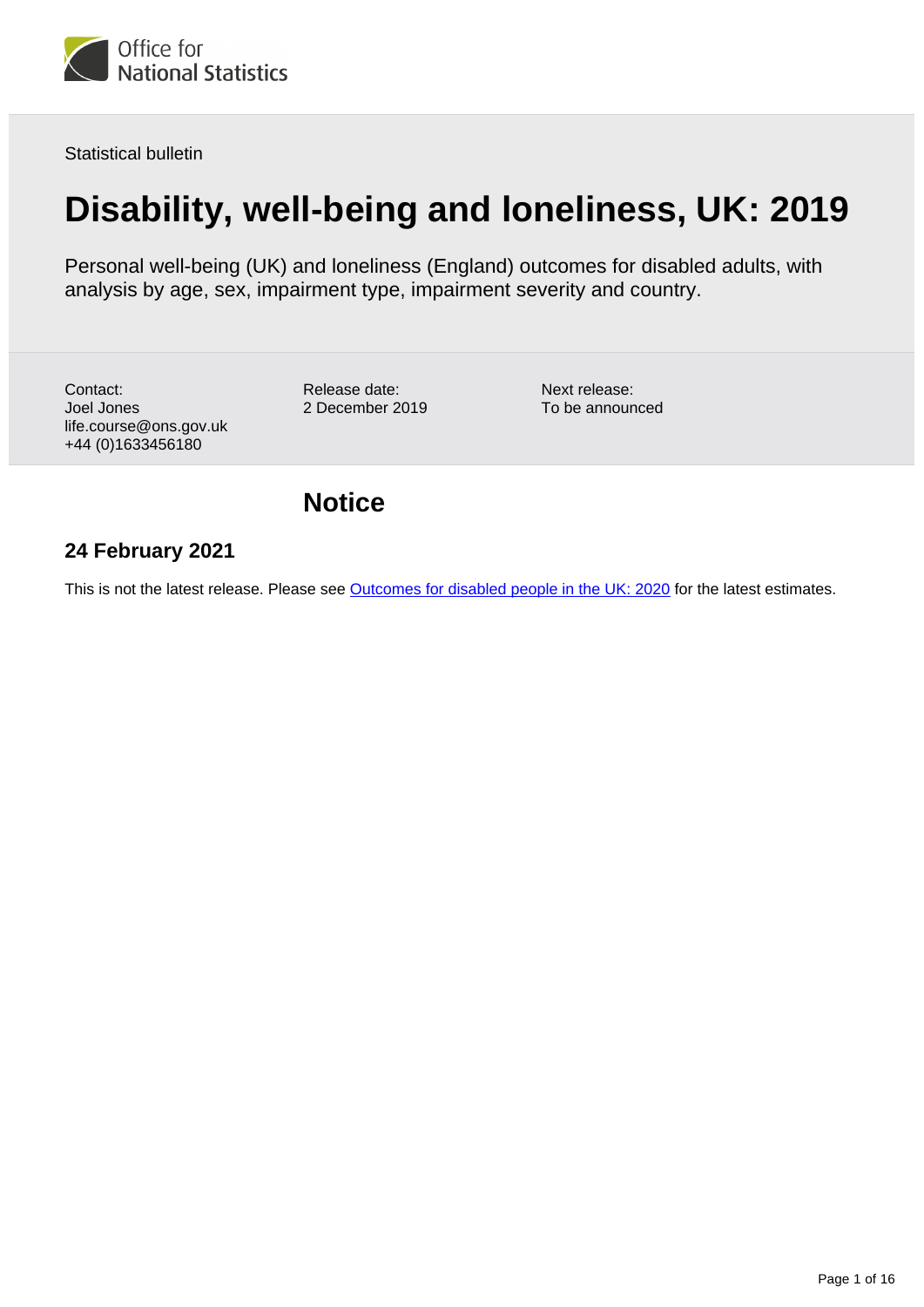Statistical bulletin

# Disability, well-being and loneliness, UK: 2019

Personal well-being (UK) and loneliness (England) outcomes for disabled adults, with analysis by age, sex, impairment type, impairment severity and country.

Contact:
Joel Jones
life.course@ons.gov.uk
+44 (0)1633456180

Release date:
2 December 2019

Next release:
To be announced

## Notice

### 24 February 2021

This is not the latest release. Please see [Outcomes for disabled people in the UK: 2020] for the latest estimates.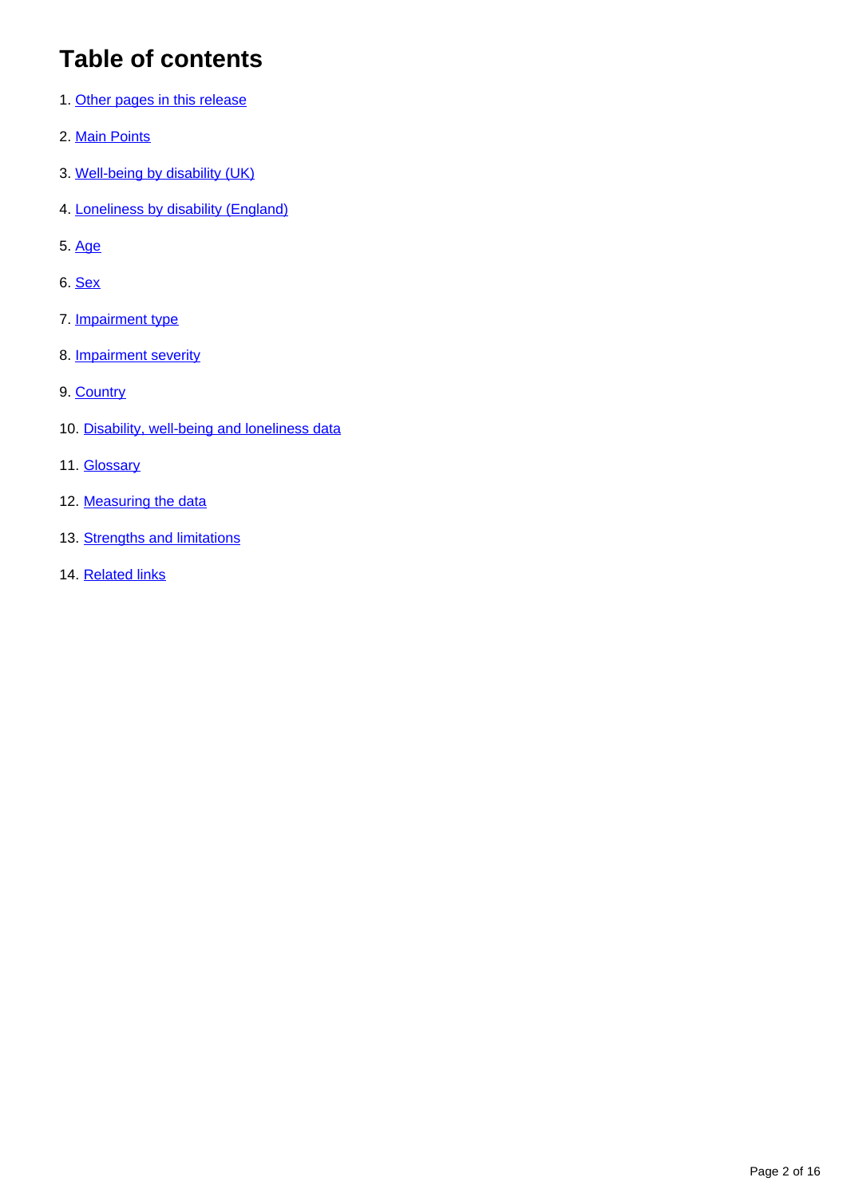# Table of contents

1. Other pages in this release
2. Main Points
3. Well-being by disability (UK)
4. Loneliness by disability (England)
5. Age
6. Sex
7. Impairment type
8. Impairment severity
9. Country
10. Disability, well-being and loneliness data
11. Glossary
12. Measuring the data
13. Strengths and limitations
14. Related links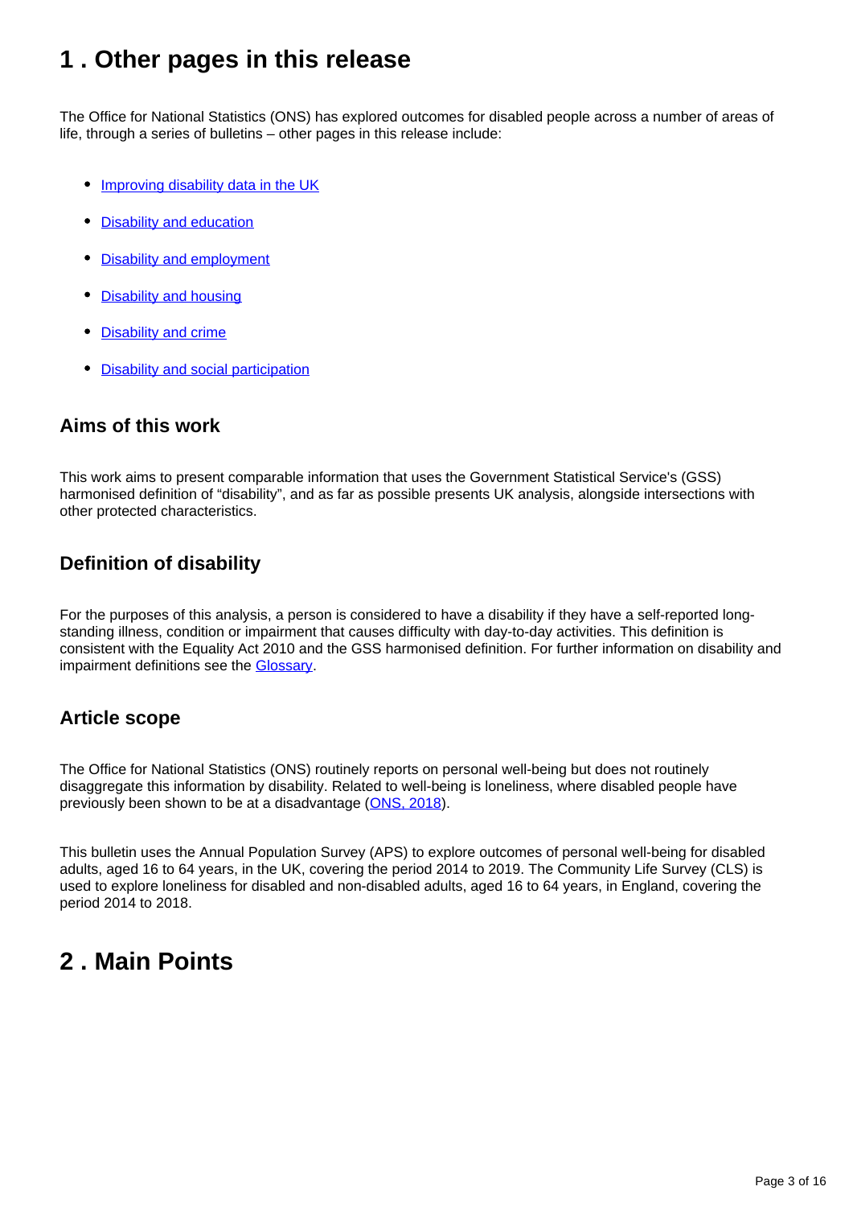# 1 . Other pages in this release

The Office for National Statistics (ONS) has explored outcomes for disabled people across a number of areas of life, through a series of bulletins – other pages in this release include:

- Improving disability data in the UK
- Disability and education
- Disability and employment
- Disability and housing
- Disability and crime
- Disability and social participation

### Aims of this work

This work aims to present comparable information that uses the Government Statistical Service's (GSS) harmonised definition of "disability", and as far as possible presents UK analysis, alongside intersections with other protected characteristics.

### Definition of disability

For the purposes of this analysis, a person is considered to have a disability if they have a self-reported long-standing illness, condition or impairment that causes difficulty with day-to-day activities. This definition is consistent with the Equality Act 2010 and the GSS harmonised definition. For further information on disability and impairment definitions see the Glossary.

### Article scope

The Office for National Statistics (ONS) routinely reports on personal well-being but does not routinely disaggregate this information by disability. Related to well-being is loneliness, where disabled people have previously been shown to be at a disadvantage (ONS, 2018).

This bulletin uses the Annual Population Survey (APS) to explore outcomes of personal well-being for disabled adults, aged 16 to 64 years, in the UK, covering the period 2014 to 2019. The Community Life Survey (CLS) is used to explore loneliness for disabled and non-disabled adults, aged 16 to 64 years, in England, covering the period 2014 to 2018.

# 2 . Main Points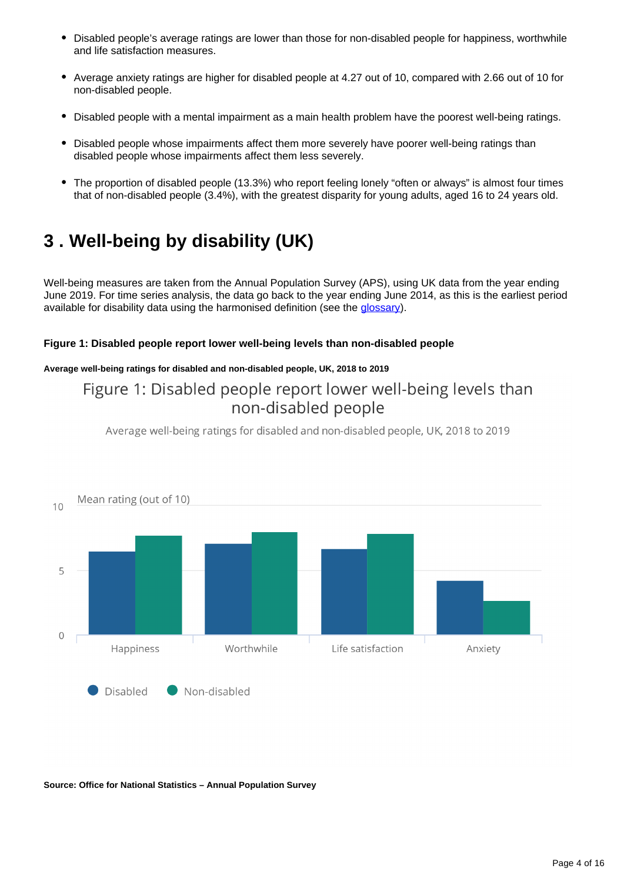- Disabled people's average ratings are lower than those for non-disabled people for happiness, worthwhile and life satisfaction measures.
- Average anxiety ratings are higher for disabled people at 4.27 out of 10, compared with 2.66 out of 10 for non-disabled people.
- Disabled people with a mental impairment as a main health problem have the poorest well-being ratings.
- Disabled people whose impairments affect them more severely have poorer well-being ratings than disabled people whose impairments affect them less severely.
- The proportion of disabled people (13.3%) who report feeling lonely "often or always" is almost four times that of non-disabled people (3.4%), with the greatest disparity for young adults, aged 16 to 24 years old.

# 3 . Well-being by disability (UK)

Well-being measures are taken from the Annual Population Survey (APS), using UK data from the year ending June 2019. For time series analysis, the data go back to the year ending June 2014, as this is the earliest period available for disability data using the harmonised definition (see the glossary).

#### Figure 1: Disabled people report lower well-being levels than non-disabled people

##### Average well-being ratings for disabled and non-disabled people, UK, 2018 to 2019

Figure 1: Disabled people report lower well-being levels than non-disabled people

Average well-being ratings for disabled and non-disabled people, UK, 2018 to 2019

Mean rating (out of 10)

Happiness, Worthwhile, Life satisfaction, Anxiety

Disabled, Non-disabled

##### Source: Office for National Statistics – Annual Population Survey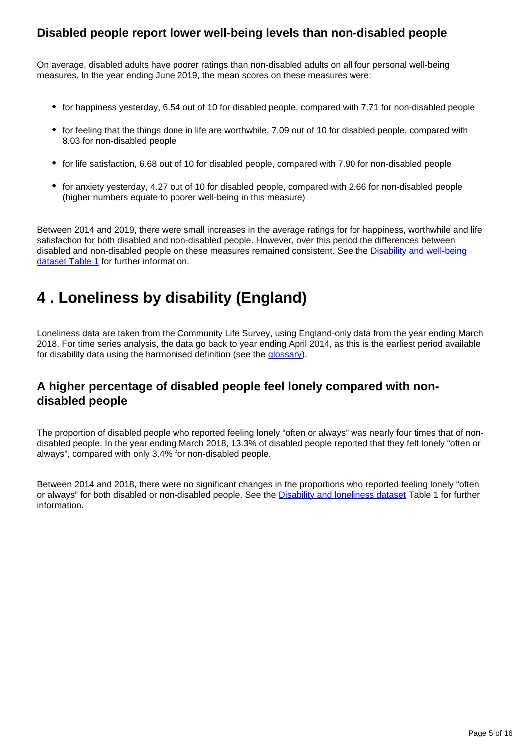### Disabled people report lower well-being levels than non-disabled people

On average, disabled adults have poorer ratings than non-disabled adults on all four personal well-being measures. In the year ending June 2019, the mean scores on these measures were:

- for happiness yesterday, 6.54 out of 10 for disabled people, compared with 7.71 for non-disabled people
- for feeling that the things done in life are worthwhile, 7.09 out of 10 for disabled people, compared with 8.03 for non-disabled people
- for life satisfaction, 6.68 out of 10 for disabled people, compared with 7.90 for non-disabled people
- for anxiety yesterday, 4.27 out of 10 for disabled people, compared with 2.66 for non-disabled people (higher numbers equate to poorer well-being in this measure)

Between 2014 and 2019, there were small increases in the average ratings for for happiness, worthwhile and life satisfaction for both disabled and non-disabled people. However, over this period the differences between disabled and non-disabled people on these measures remained consistent. See the Disability and well-being dataset Table 1 for further information.

## 4 . Loneliness by disability (England)

Loneliness data are taken from the Community Life Survey, using England-only data from the year ending March 2018. For time series analysis, the data go back to year ending April 2014, as this is the earliest period available for disability data using the harmonised definition (see the glossary).

### A higher percentage of disabled people feel lonely compared with non-disabled people

The proportion of disabled people who reported feeling lonely "often or always" was nearly four times that of non-disabled people. In the year ending March 2018, 13.3% of disabled people reported that they felt lonely "often or always", compared with only 3.4% for non-disabled people.

Between 2014 and 2018, there were no significant changes in the proportions who reported feeling lonely "often or always" for both disabled or non-disabled people. See the Disability and loneliness dataset Table 1 for further information.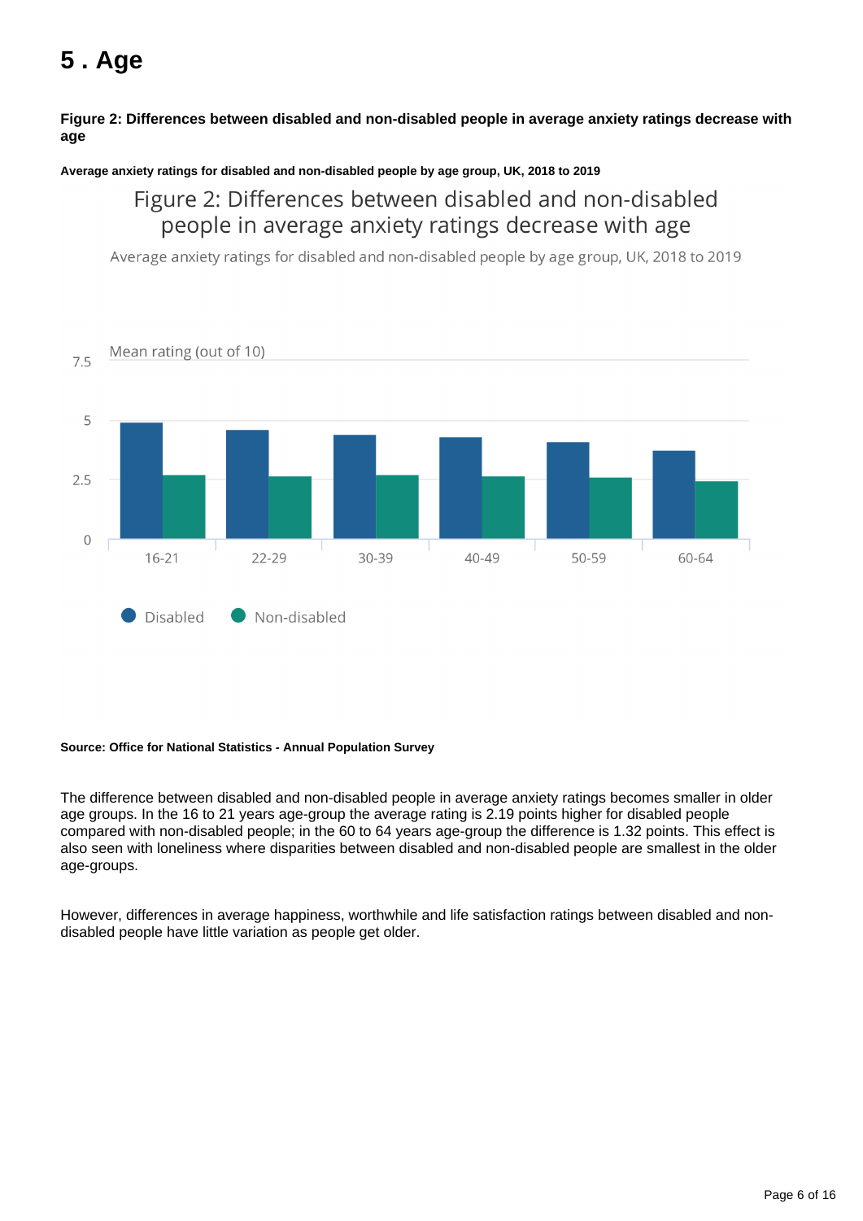# 5 . Age

**Figure 2: Differences between disabled and non-disabled people in average anxiety ratings decrease with age**

**Average anxiety ratings for disabled and non-disabled people by age group, UK, 2018 to 2019**

**Source: Office for National Statistics - Annual Population Survey**

The difference between disabled and non-disabled people in average anxiety ratings becomes smaller in older age groups. In the 16 to 21 years age-group the average rating is 2.19 points higher for disabled people compared with non-disabled people; in the 60 to 64 years age-group the difference is 1.32 points. This effect is also seen with loneliness where disparities between disabled and non-disabled people are smallest in the older age-groups.

However, differences in average happiness, worthwhile and life satisfaction ratings between disabled and non-disabled people have little variation as people get older.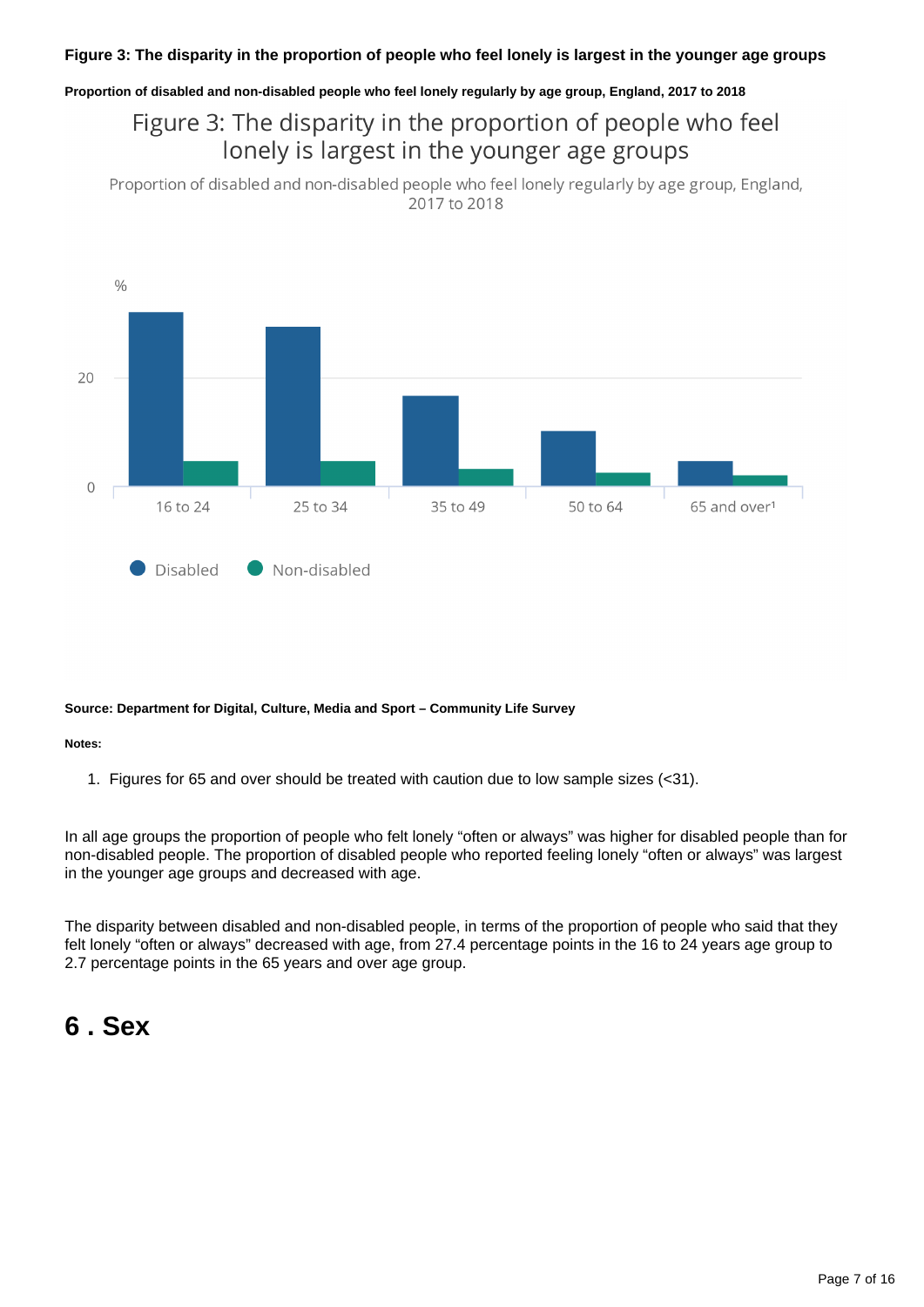**Figure 3: The disparity in the proportion of people who feel lonely is largest in the younger age groups**

**Proportion of disabled and non-disabled people who feel lonely regularly by age group, England, 2017 to 2018**

Figure 3: The disparity in the proportion of people who feel lonely is largest in the younger age groups

Proportion of disabled and non-disabled people who feel lonely regularly by age group, England, 2017 to 2018

%

20

0

16 to 24 | 25 to 34 | 35 to 49 | 50 to 64 | 65 and over[1]

Disabled | Non-disabled

**Source: Department for Digital, Culture, Media and Sport – Community Life Survey**

**Notes:**

1. Figures for 65 and over should be treated with caution due to low sample sizes (<31).

In all age groups the proportion of people who felt lonely “often or always” was higher for disabled people than for non-disabled people. The proportion of disabled people who reported feeling lonely “often or always” was largest in the younger age groups and decreased with age.

The disparity between disabled and non-disabled people, in terms of the proportion of people who said that they felt lonely “often or always” decreased with age, from 27.4 percentage points in the 16 to 24 years age group to 2.7 percentage points in the 65 years and over age group.

## 6 . Sex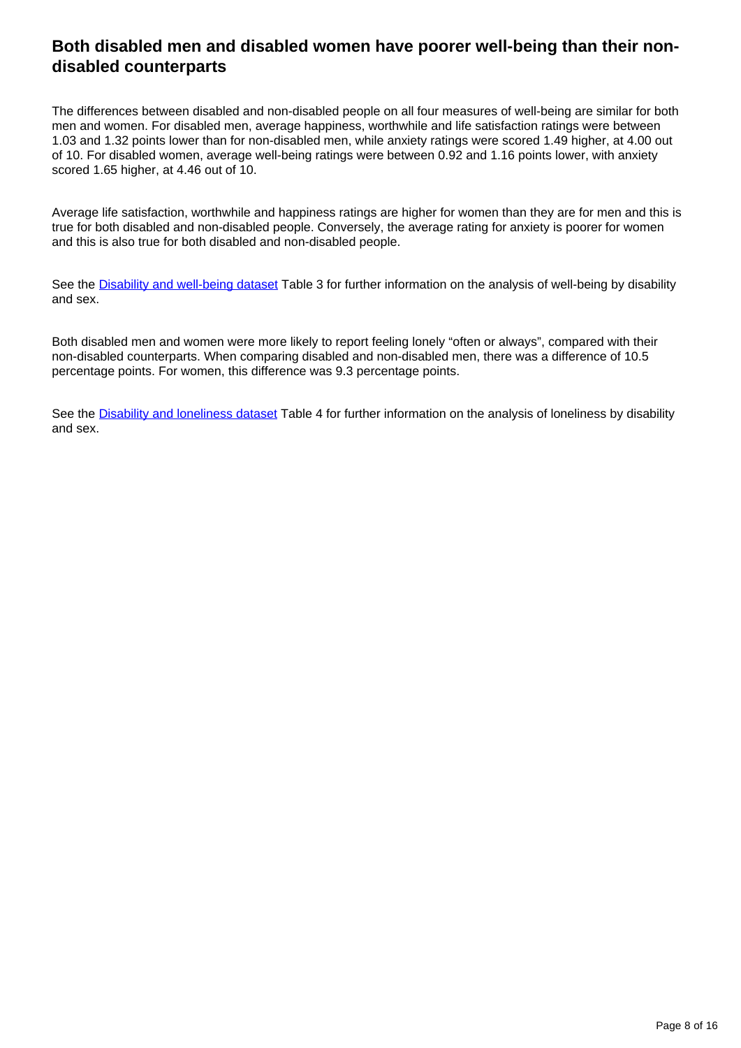## Both disabled men and disabled women have poorer well-being than their non-disabled counterparts

The differences between disabled and non-disabled people on all four measures of well-being are similar for both men and women. For disabled men, average happiness, worthwhile and life satisfaction ratings were between 1.03 and 1.32 points lower than for non-disabled men, while anxiety ratings were scored 1.49 higher, at 4.00 out of 10. For disabled women, average well-being ratings were between 0.92 and 1.16 points lower, with anxiety scored 1.65 higher, at 4.46 out of 10.

Average life satisfaction, worthwhile and happiness ratings are higher for women than they are for men and this is true for both disabled and non-disabled people. Conversely, the average rating for anxiety is poorer for women and this is also true for both disabled and non-disabled people.

See the Disability and well-being dataset Table 3 for further information on the analysis of well-being by disability and sex.

Both disabled men and women were more likely to report feeling lonely "often or always", compared with their non-disabled counterparts. When comparing disabled and non-disabled men, there was a difference of 10.5 percentage points. For women, this difference was 9.3 percentage points.

See the Disability and loneliness dataset Table 4 for further information on the analysis of loneliness by disability and sex.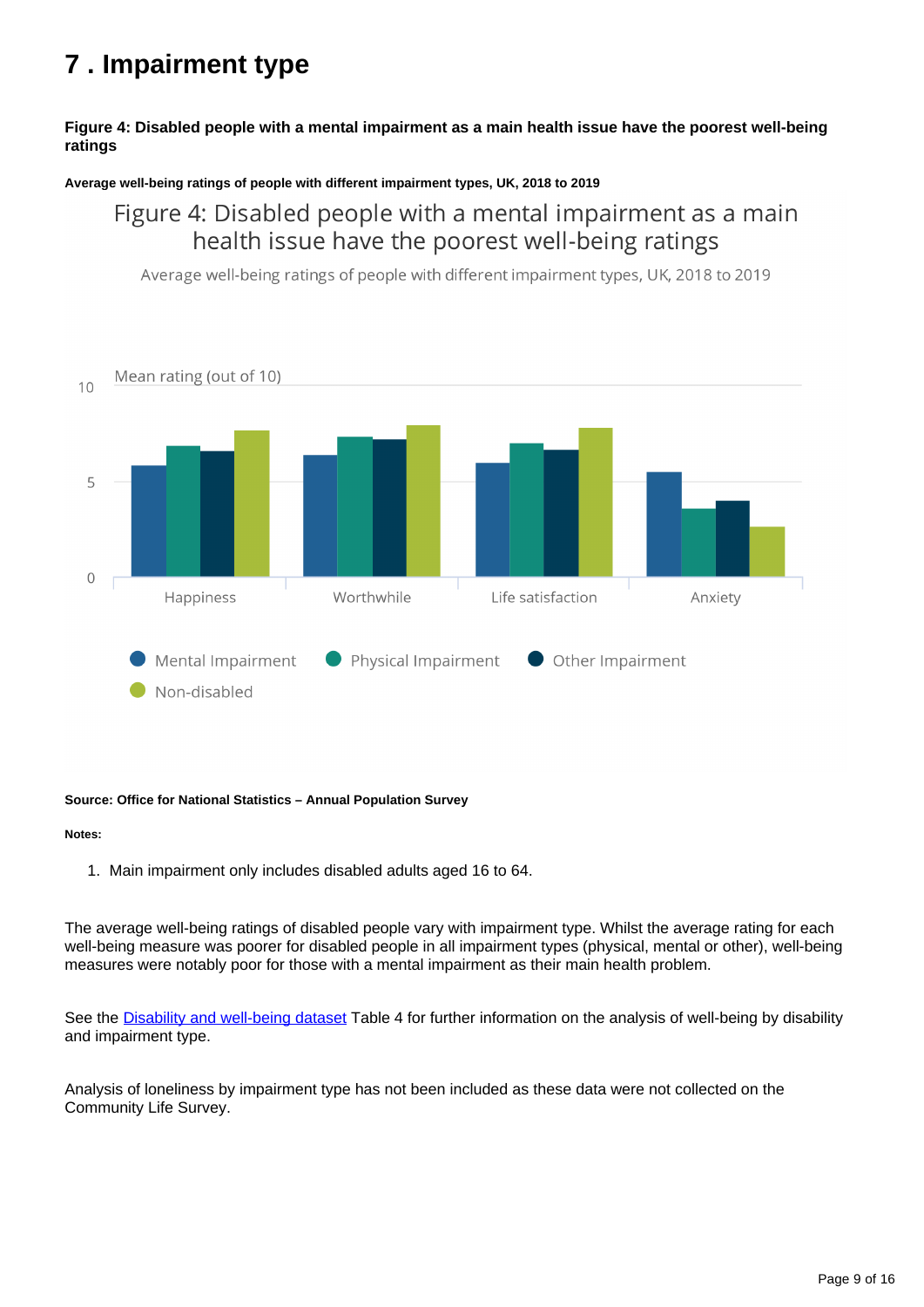# 7 . Impairment type

**Figure 4: Disabled people with a mental impairment as a main health issue have the poorest well-being ratings**

**Average well-being ratings of people with different impairment types, UK, 2018 to 2019**

Figure 4: Disabled people with a mental impairment as a main health issue have the poorest well-being ratings

Average well-being ratings of people with different impairment types, UK, 2018 to 2019

Mean rating (out of 10)

Happiness, Worthwhile, Life satisfaction, Anxiety

Mental Impairment, Physical Impairment, Other Impairment, Non-disabled

**Source: Office for National Statistics – Annual Population Survey**

**Notes:**

1. Main impairment only includes disabled adults aged 16 to 64.

The average well-being ratings of disabled people vary with impairment type. Whilst the average rating for each well-being measure was poorer for disabled people in all impairment types (physical, mental or other), well-being measures were notably poor for those with a mental impairment as their main health problem.

See the Disability and well-being dataset Table 4 for further information on the analysis of well-being by disability and impairment type.

Analysis of loneliness by impairment type has not been included as these data were not collected on the Community Life Survey.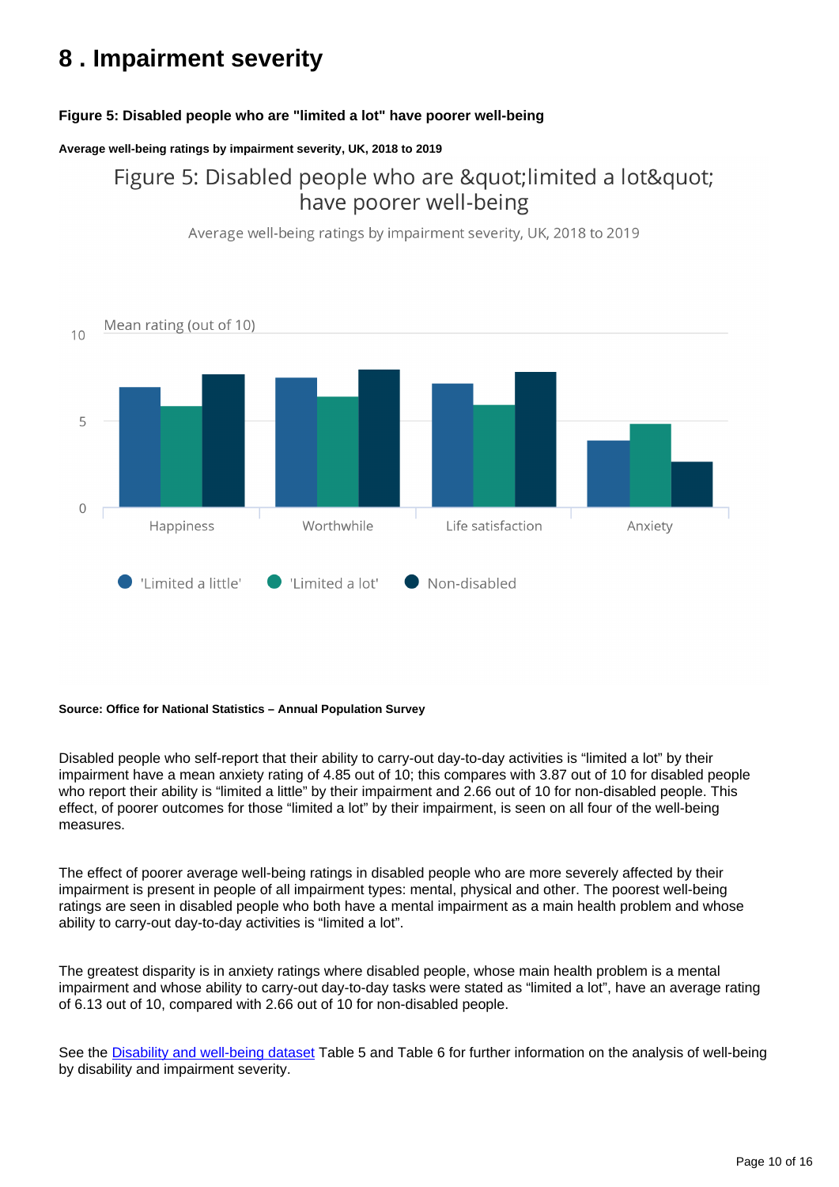## 8 . Impairment severity

**Figure 5: Disabled people who are "limited a lot" have poorer well-being**

**Average well-being ratings by impairment severity, UK, 2018 to 2019**

**Source: Office for National Statistics – Annual Population Survey**

Disabled people who self-report that their ability to carry-out day-to-day activities is "limited a lot" by their impairment have a mean anxiety rating of 4.85 out of 10; this compares with 3.87 out of 10 for disabled people who report their ability is "limited a little" by their impairment and 2.66 out of 10 for non-disabled people. This effect, of poorer outcomes for those "limited a lot" by their impairment, is seen on all four of the well-being measures.

The effect of poorer average well-being ratings in disabled people who are more severely affected by their impairment is present in people of all impairment types: mental, physical and other. The poorest well-being ratings are seen in disabled people who both have a mental impairment as a main health problem and whose ability to carry-out day-to-day activities is "limited a lot".

The greatest disparity is in anxiety ratings where disabled people, whose main health problem is a mental impairment and whose ability to carry-out day-to-day tasks were stated as "limited a lot", have an average rating of 6.13 out of 10, compared with 2.66 out of 10 for non-disabled people.

See the [Disability and well-being dataset] Table 5 and Table 6 for further information on the analysis of well-being by disability and impairment severity.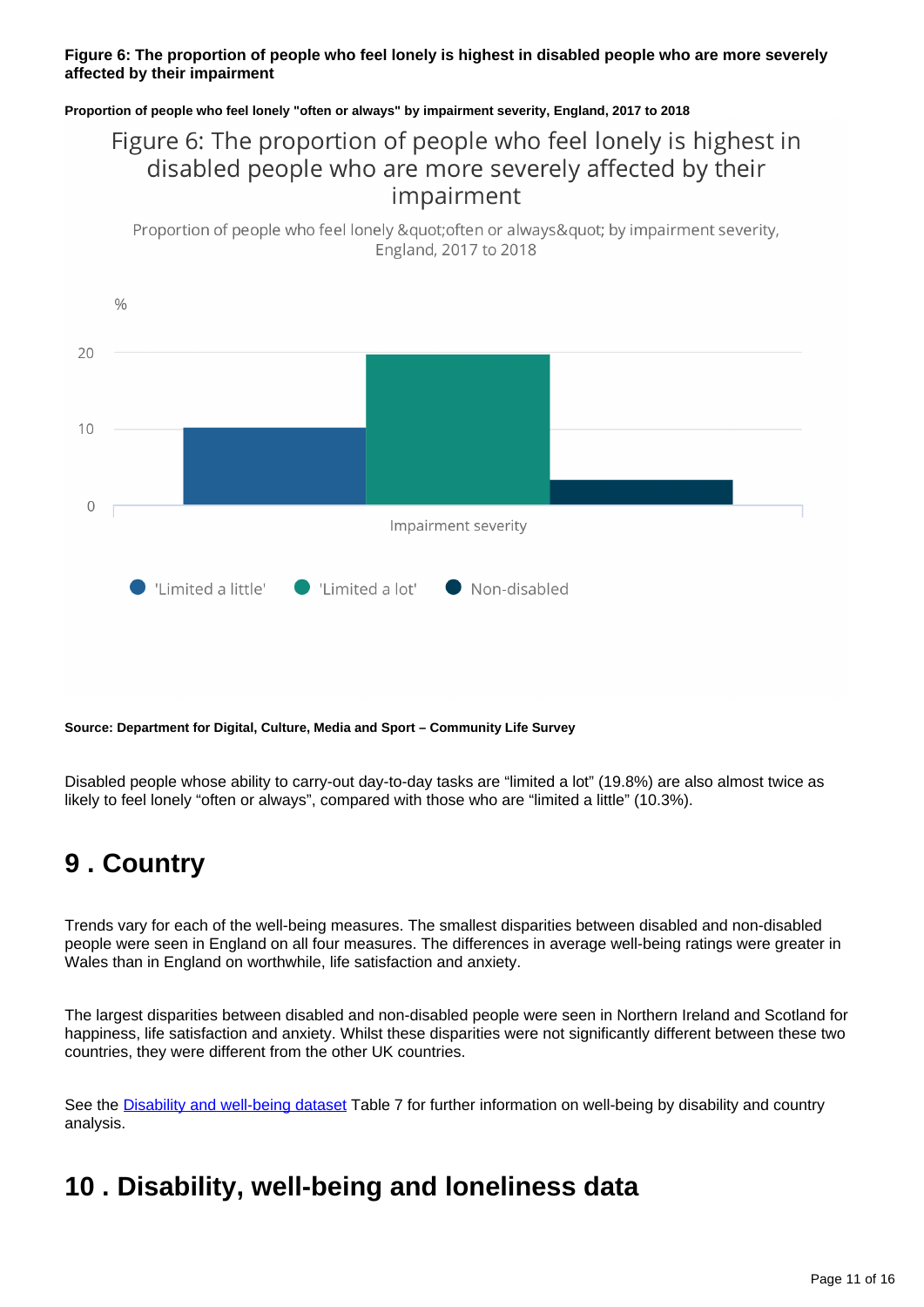**Figure 6: The proportion of people who feel lonely is highest in disabled people who are more severely affected by their impairment**

**Proportion of people who feel lonely "often or always" by impairment severity, England, 2017 to 2018**

Figure 6: The proportion of people who feel lonely is highest in disabled people who are more severely affected by their impairment

Proportion of people who feel lonely &quot;often or always&quot; by impairment severity, England, 2017 to 2018

| Impairment severity | % |
| --- | --- |
| 'Limited a little' | 10.3 |
| 'Limited a lot' | 19.8 |
| Non-disabled | |

**Source: Department for Digital, Culture, Media and Sport – Community Life Survey**

Disabled people whose ability to carry-out day-to-day tasks are "limited a lot" (19.8%) are also almost twice as likely to feel lonely "often or always", compared with those who are "limited a little" (10.3%).

# 9 . Country

Trends vary for each of the well-being measures. The smallest disparities between disabled and non-disabled people were seen in England on all four measures. The differences in average well-being ratings were greater in Wales than in England on worthwhile, life satisfaction and anxiety.

The largest disparities between disabled and non-disabled people were seen in Northern Ireland and Scotland for happiness, life satisfaction and anxiety. Whilst these disparities were not significantly different between these two countries, they were different from the other UK countries.

See the [Disability and well-being dataset](#) Table 7 for further information on well-being by disability and country analysis.

# 10 . Disability, well-being and loneliness data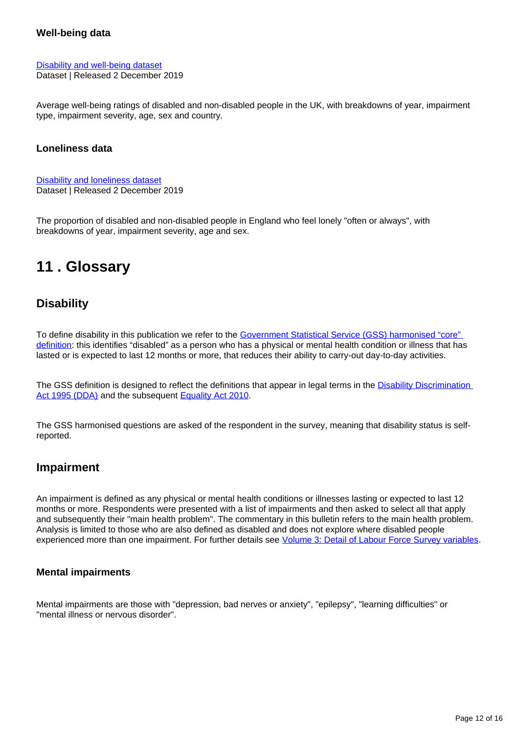### Well-being data

[Disability and well-being dataset](#)
Dataset | Released 2 December 2019

Average well-being ratings of disabled and non-disabled people in the UK, with breakdowns of year, impairment type, impairment severity, age, sex and country.

### Loneliness data

[Disability and loneliness dataset](#)
Dataset | Released 2 December 2019

The proportion of disabled and non-disabled people in England who feel lonely "often or always", with breakdowns of year, impairment severity, age and sex.

# 11 . Glossary

## Disability

To define disability in this publication we refer to the [Government Statistical Service (GSS) harmonised "core" definition](#): this identifies "disabled" as a person who has a physical or mental health condition or illness that has lasted or is expected to last 12 months or more, that reduces their ability to carry-out day-to-day activities.

The GSS definition is designed to reflect the definitions that appear in legal terms in the [Disability Discrimination Act 1995 (DDA)](#) and the subsequent [Equality Act 2010](#).

The GSS harmonised questions are asked of the respondent in the survey, meaning that disability status is self-reported.

## Impairment

An impairment is defined as any physical or mental health conditions or illnesses lasting or expected to last 12 months or more. Respondents were presented with a list of impairments and then asked to select all that apply and subsequently their "main health problem". The commentary in this bulletin refers to the main health problem. Analysis is limited to those who are also defined as disabled and does not explore where disabled people experienced more than one impairment. For further details see [Volume 3: Detail of Labour Force Survey variables](#).

### Mental impairments

Mental impairments are those with "depression, bad nerves or anxiety", "epilepsy", "learning difficulties" or "mental illness or nervous disorder".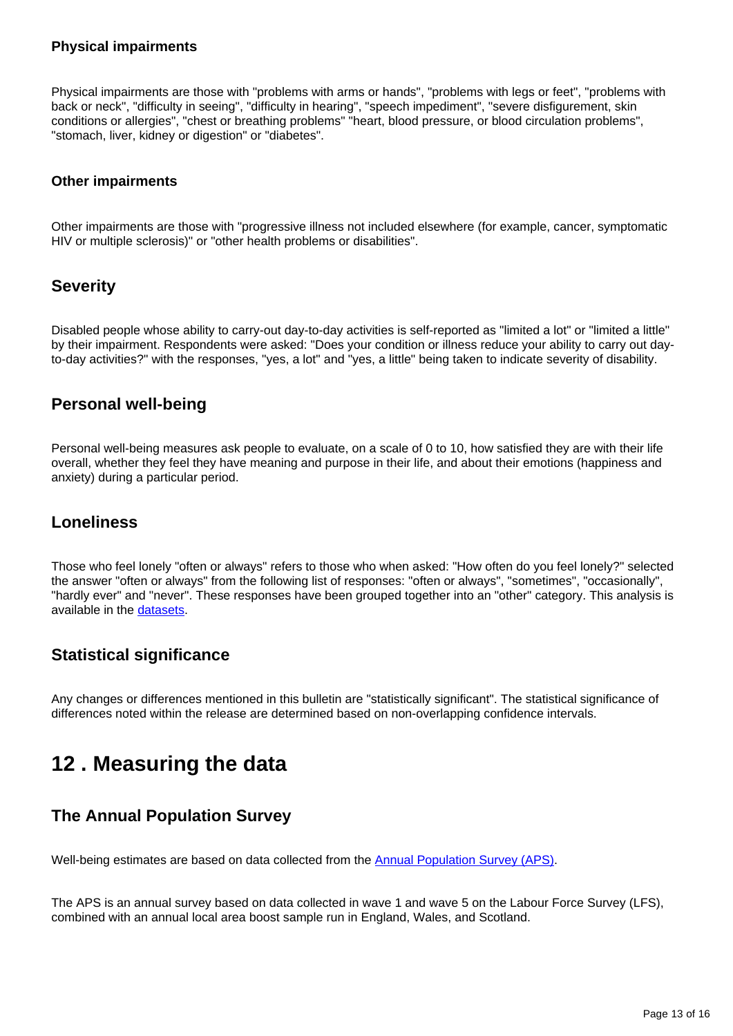#### Physical impairments

Physical impairments are those with "problems with arms or hands", "problems with legs or feet", "problems with back or neck", "difficulty in seeing", "difficulty in hearing", "speech impediment", "severe disfigurement, skin conditions or allergies", "chest or breathing problems" "heart, blood pressure, or blood circulation problems", "stomach, liver, kidney or digestion" or "diabetes".

#### Other impairments

Other impairments are those with "progressive illness not included elsewhere (for example, cancer, symptomatic HIV or multiple sclerosis)" or "other health problems or disabilities".

### Severity

Disabled people whose ability to carry-out day-to-day activities is self-reported as "limited a lot" or "limited a little" by their impairment. Respondents were asked: "Does your condition or illness reduce your ability to carry out day-to-day activities?" with the responses, "yes, a lot" and "yes, a little" being taken to indicate severity of disability.

### Personal well-being

Personal well-being measures ask people to evaluate, on a scale of 0 to 10, how satisfied they are with their life overall, whether they feel they have meaning and purpose in their life, and about their emotions (happiness and anxiety) during a particular period.

### Loneliness

Those who feel lonely "often or always" refers to those who when asked: "How often do you feel lonely?" selected the answer "often or always" from the following list of responses: "often or always", "sometimes", "occasionally", "hardly ever" and "never". These responses have been grouped together into an "other" category. This analysis is available in the datasets.

### Statistical significance

Any changes or differences mentioned in this bulletin are "statistically significant". The statistical significance of differences noted within the release are determined based on non-overlapping confidence intervals.

## 12 . Measuring the data

### The Annual Population Survey

Well-being estimates are based on data collected from the Annual Population Survey (APS).

The APS is an annual survey based on data collected in wave 1 and wave 5 on the Labour Force Survey (LFS), combined with an annual local area boost sample run in England, Wales, and Scotland.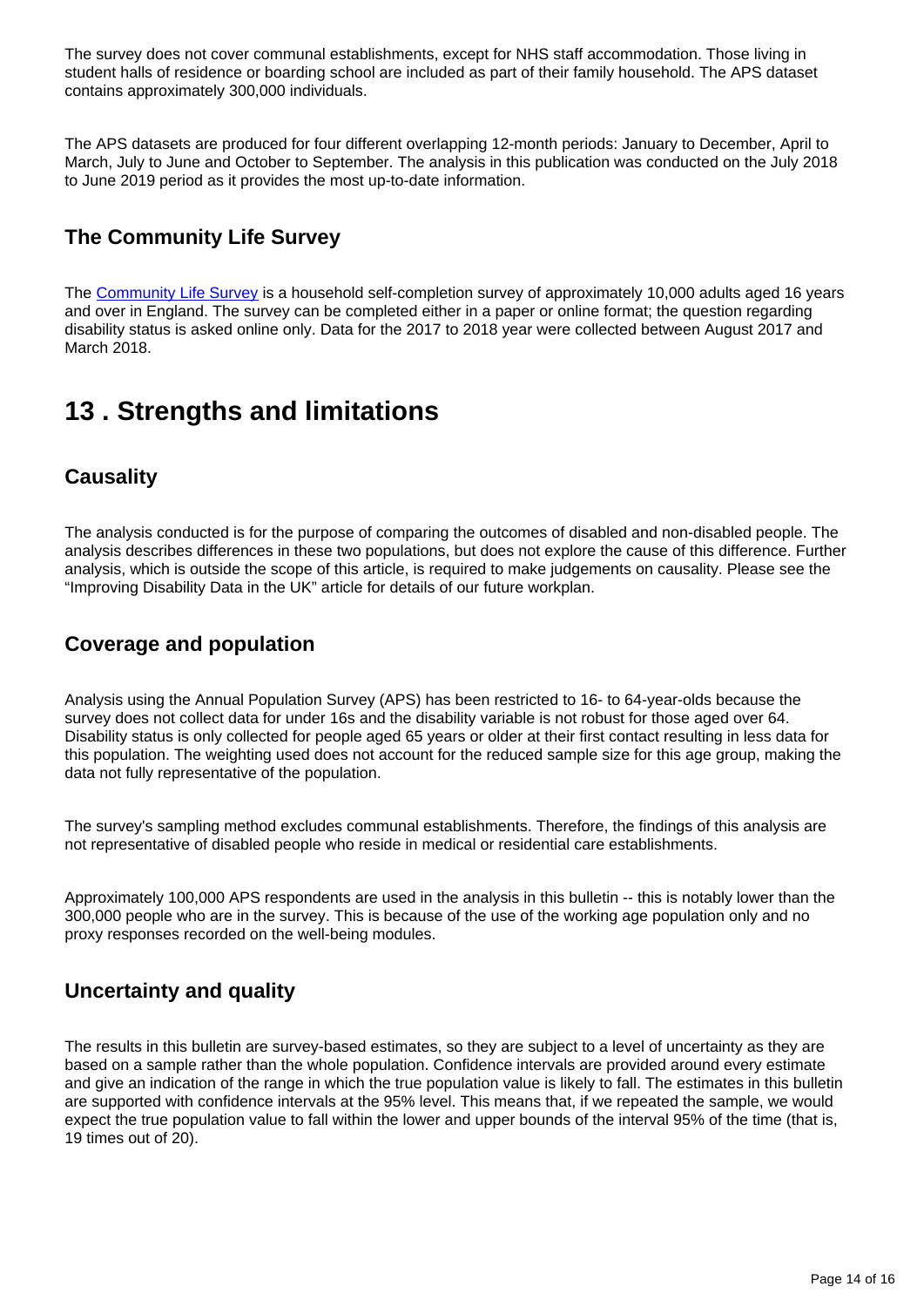The survey does not cover communal establishments, except for NHS staff accommodation. Those living in student halls of residence or boarding school are included as part of their family household. The APS dataset contains approximately 300,000 individuals.

The APS datasets are produced for four different overlapping 12-month periods: January to December, April to March, July to June and October to September. The analysis in this publication was conducted on the July 2018 to June 2019 period as it provides the most up-to-date information.

### The Community Life Survey

The [Community Life Survey](https://www.gov.uk/government/collections/community-life-survey--2) is a household self-completion survey of approximately 10,000 adults aged 16 years and over in England. The survey can be completed either in a paper or online format; the question regarding disability status is asked online only. Data for the 2017 to 2018 year were collected between August 2017 and March 2018.

## 13 . Strengths and limitations

### Causality

The analysis conducted is for the purpose of comparing the outcomes of disabled and non-disabled people. The analysis describes differences in these two populations, but does not explore the cause of this difference. Further analysis, which is outside the scope of this article, is required to make judgements on causality. Please see the "Improving Disability Data in the UK" article for details of our future workplan.

### Coverage and population

Analysis using the Annual Population Survey (APS) has been restricted to 16- to 64-year-olds because the survey does not collect data for under 16s and the disability variable is not robust for those aged over 64. Disability status is only collected for people aged 65 years or older at their first contact resulting in less data for this population. The weighting used does not account for the reduced sample size for this age group, making the data not fully representative of the population.

The survey's sampling method excludes communal establishments. Therefore, the findings of this analysis are not representative of disabled people who reside in medical or residential care establishments.

Approximately 100,000 APS respondents are used in the analysis in this bulletin -- this is notably lower than the 300,000 people who are in the survey. This is because of the use of the working age population only and no proxy responses recorded on the well-being modules.

### Uncertainty and quality

The results in this bulletin are survey-based estimates, so they are subject to a level of uncertainty as they are based on a sample rather than the whole population. Confidence intervals are provided around every estimate and give an indication of the range in which the true population value is likely to fall. The estimates in this bulletin are supported with confidence intervals at the 95% level. This means that, if we repeated the sample, we would expect the true population value to fall within the lower and upper bounds of the interval 95% of the time (that is, 19 times out of 20).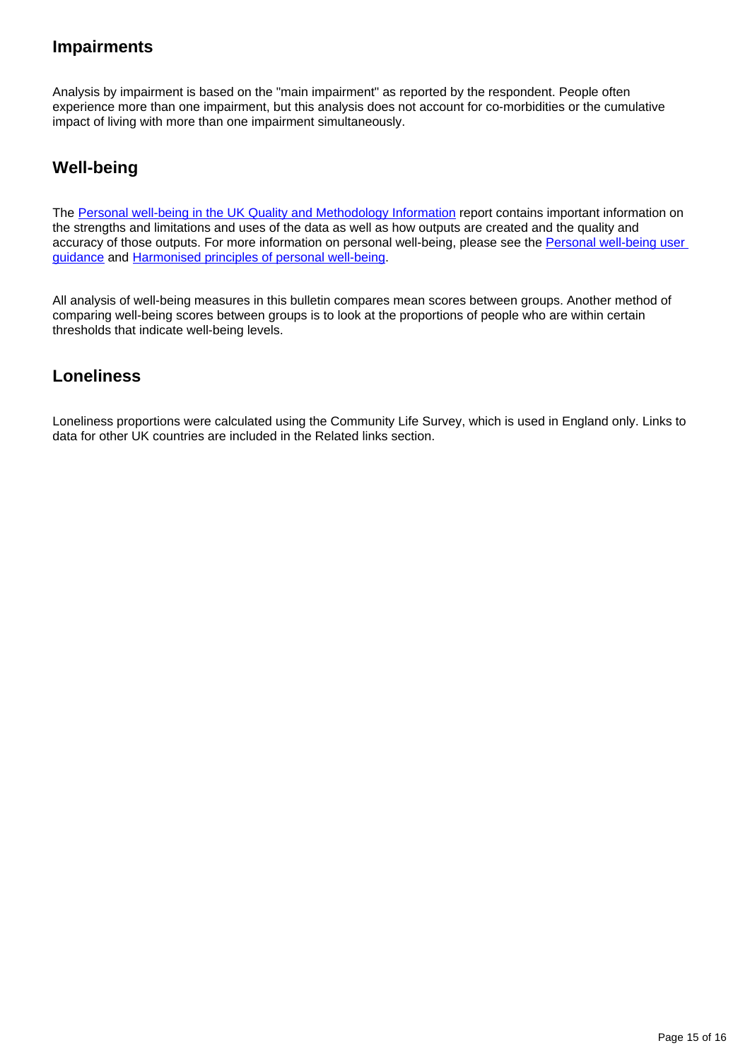### Impairments

Analysis by impairment is based on the "main impairment" as reported by the respondent. People often experience more than one impairment, but this analysis does not account for co-morbidities or the cumulative impact of living with more than one impairment simultaneously.

### Well-being

The [Personal well-being in the UK Quality and Methodology Information](#) report contains important information on the strengths and limitations and uses of the data as well as how outputs are created and the quality and accuracy of those outputs. For more information on personal well-being, please see the [Personal well-being user guidance](#) and [Harmonised principles of personal well-being](#).

All analysis of well-being measures in this bulletin compares mean scores between groups. Another method of comparing well-being scores between groups is to look at the proportions of people who are within certain thresholds that indicate well-being levels.

### Loneliness

Loneliness proportions were calculated using the Community Life Survey, which is used in England only. Links to data for other UK countries are included in the Related links section.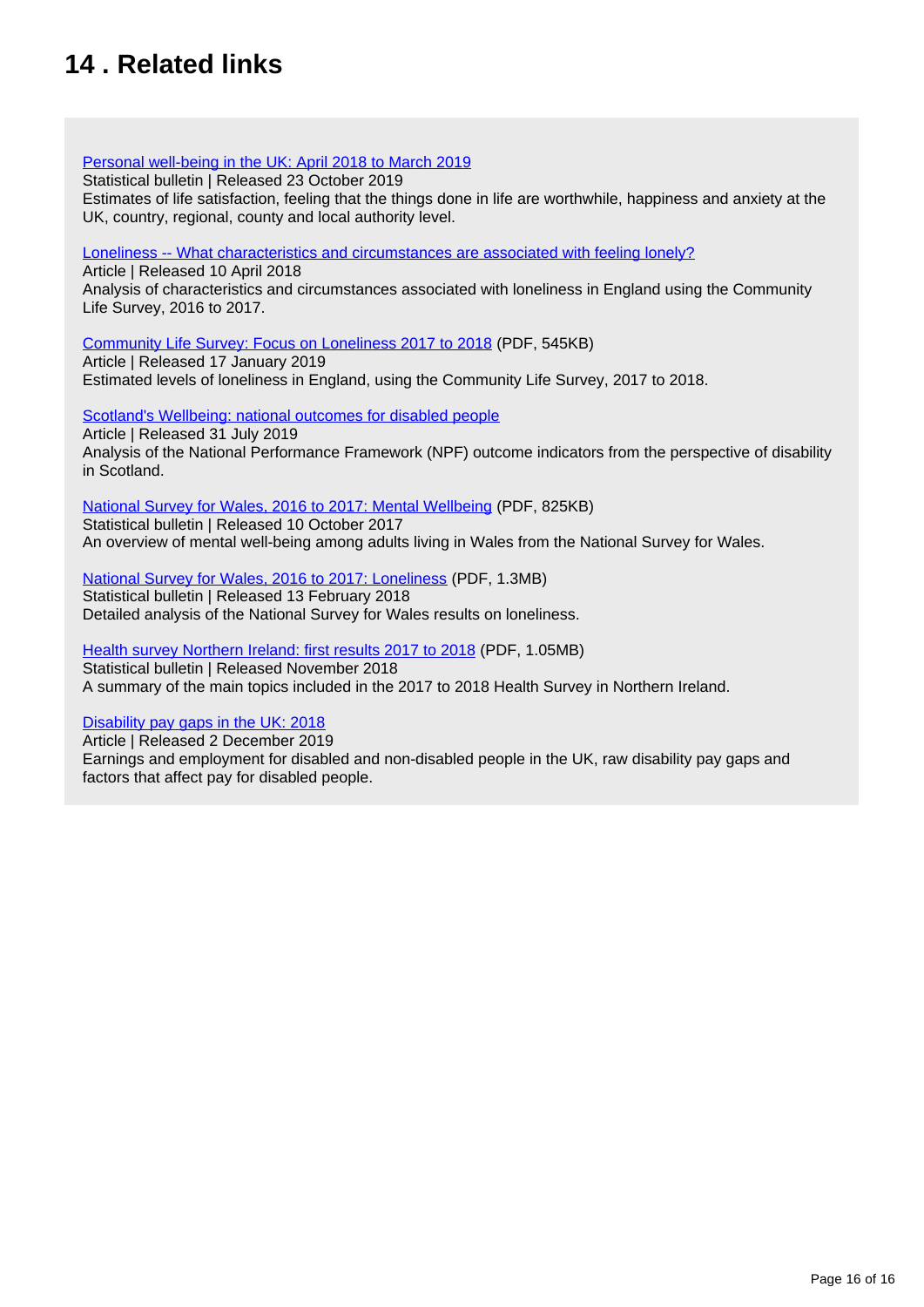## 14 . Related links

[Personal well-being in the UK: April 2018 to March 2019](#)
Statistical bulletin | Released 23 October 2019
Estimates of life satisfaction, feeling that the things done in life are worthwhile, happiness and anxiety at the UK, country, regional, county and local authority level.

[Loneliness -- What characteristics and circumstances are associated with feeling lonely?](#)
Article | Released 10 April 2018
Analysis of characteristics and circumstances associated with loneliness in England using the Community Life Survey, 2016 to 2017.

[Community Life Survey: Focus on Loneliness 2017 to 2018](#) (PDF, 545KB)
Article | Released 17 January 2019
Estimated levels of loneliness in England, using the Community Life Survey, 2017 to 2018.

[Scotland's Wellbeing: national outcomes for disabled people](#)
Article | Released 31 July 2019
Analysis of the National Performance Framework (NPF) outcome indicators from the perspective of disability in Scotland.

[National Survey for Wales, 2016 to 2017: Mental Wellbeing](#) (PDF, 825KB)
Statistical bulletin | Released 10 October 2017
An overview of mental well-being among adults living in Wales from the National Survey for Wales.

[National Survey for Wales, 2016 to 2017: Loneliness](#) (PDF, 1.3MB)
Statistical bulletin | Released 13 February 2018
Detailed analysis of the National Survey for Wales results on loneliness.

[Health survey Northern Ireland: first results 2017 to 2018](#) (PDF, 1.05MB)
Statistical bulletin | Released November 2018
A summary of the main topics included in the 2017 to 2018 Health Survey in Northern Ireland.

[Disability pay gaps in the UK: 2018](#)
Article | Released 2 December 2019
Earnings and employment for disabled and non-disabled people in the UK, raw disability pay gaps and factors that affect pay for disabled people.